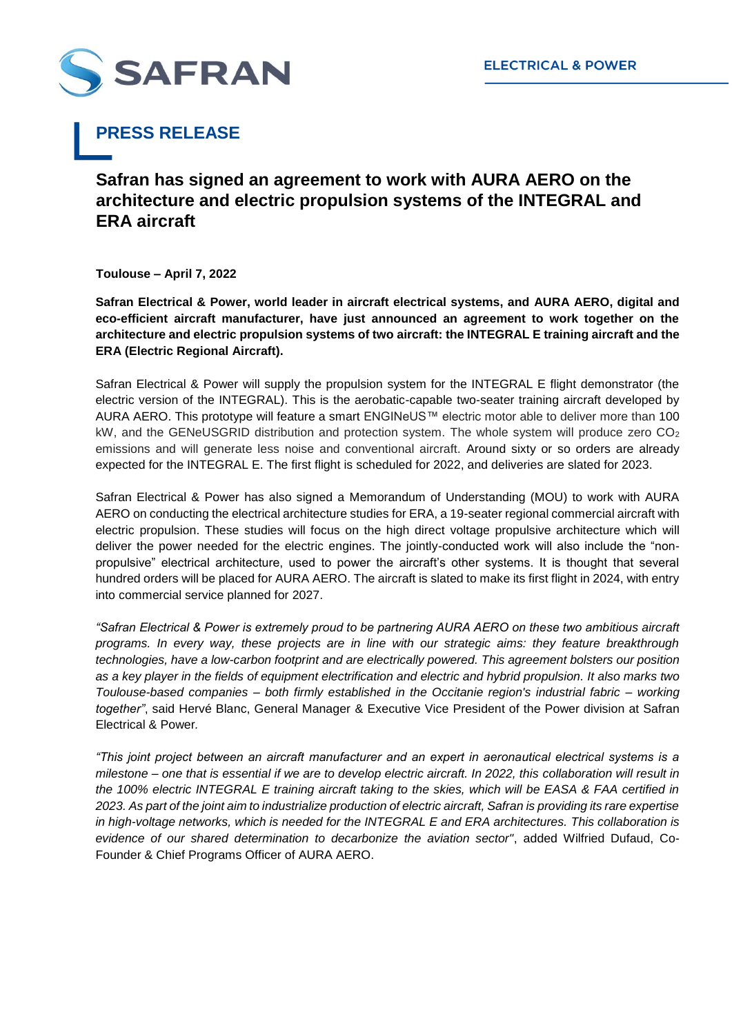# PRESS RELEASE

## Safran has signed an agreement to work with AURA AERO on the architecture and electric propulsion systems of the INTEGRAL and ERA aircraft

**Toulouse – April 7, 2022**

**Safran Electrical & Power, world leader in aircraft electrical systems, and AURA AERO, digital and eco-efficient aircraft manufacturer, have just announced an agreement to work together on the architecture and electric propulsion systems of two aircraft: the INTEGRAL E training aircraft and the ERA (Electric Regional Aircraft).**

Safran Electrical & Power will supply the propulsion system for the INTEGRAL E flight demonstrator (the electric version of the INTEGRAL). This is the aerobatic-capable two-seater training aircraft developed by AURA AERO. This prototype will feature a smart ENGINeUS™ electric motor able to deliver more than 100 kW, and the GENeUSGRID distribution and protection system. The whole system will produce zero $CO_2$ emissions and will generate less noise and conventional aircraft. Around sixty or so orders are already expected for the INTEGRAL E. The first flight is scheduled for 2022, and deliveries are slated for 2023.

Safran Electrical & Power has also signed a Memorandum of Understanding (MOU) to work with AURA AERO on conducting the electrical architecture studies for ERA, a 19-seater regional commercial aircraft with electric propulsion. These studies will focus on the high direct voltage propulsive architecture which will deliver the power needed for the electric engines. The jointly-conducted work will also include the "non-propulsive" electrical architecture, used to power the aircraft's other systems. It is thought that several hundred orders will be placed for AURA AERO. The aircraft is slated to make its first flight in 2024, with entry into commercial service planned for 2027.

*"Safran Electrical & Power is extremely proud to be partnering AURA AERO on these two ambitious aircraft programs. In every way, these projects are in line with our strategic aims: they feature breakthrough technologies, have a low-carbon footprint and are electrically powered. This agreement bolsters our position as a key player in the fields of equipment electrification and electric and hybrid propulsion. It also marks two Toulouse-based companies – both firmly established in the Occitanie region's industrial fabric – working together"*, said Hervé Blanc, General Manager & Executive Vice President of the Power division at Safran Electrical & Power.

*"This joint project between an aircraft manufacturer and an expert in aeronautical electrical systems is a milestone – one that is essential if we are to develop electric aircraft. In 2022, this collaboration will result in the 100% electric INTEGRAL E training aircraft taking to the skies, which will be EASA & FAA certified in 2023. As part of the joint aim to industrialize production of electric aircraft, Safran is providing its rare expertise in high-voltage networks, which is needed for the INTEGRAL E and ERA architectures. This collaboration is evidence of our shared determination to decarbonize the aviation sector"*, added Wilfried Dufaud, Co-Founder & Chief Programs Officer of AURA AERO.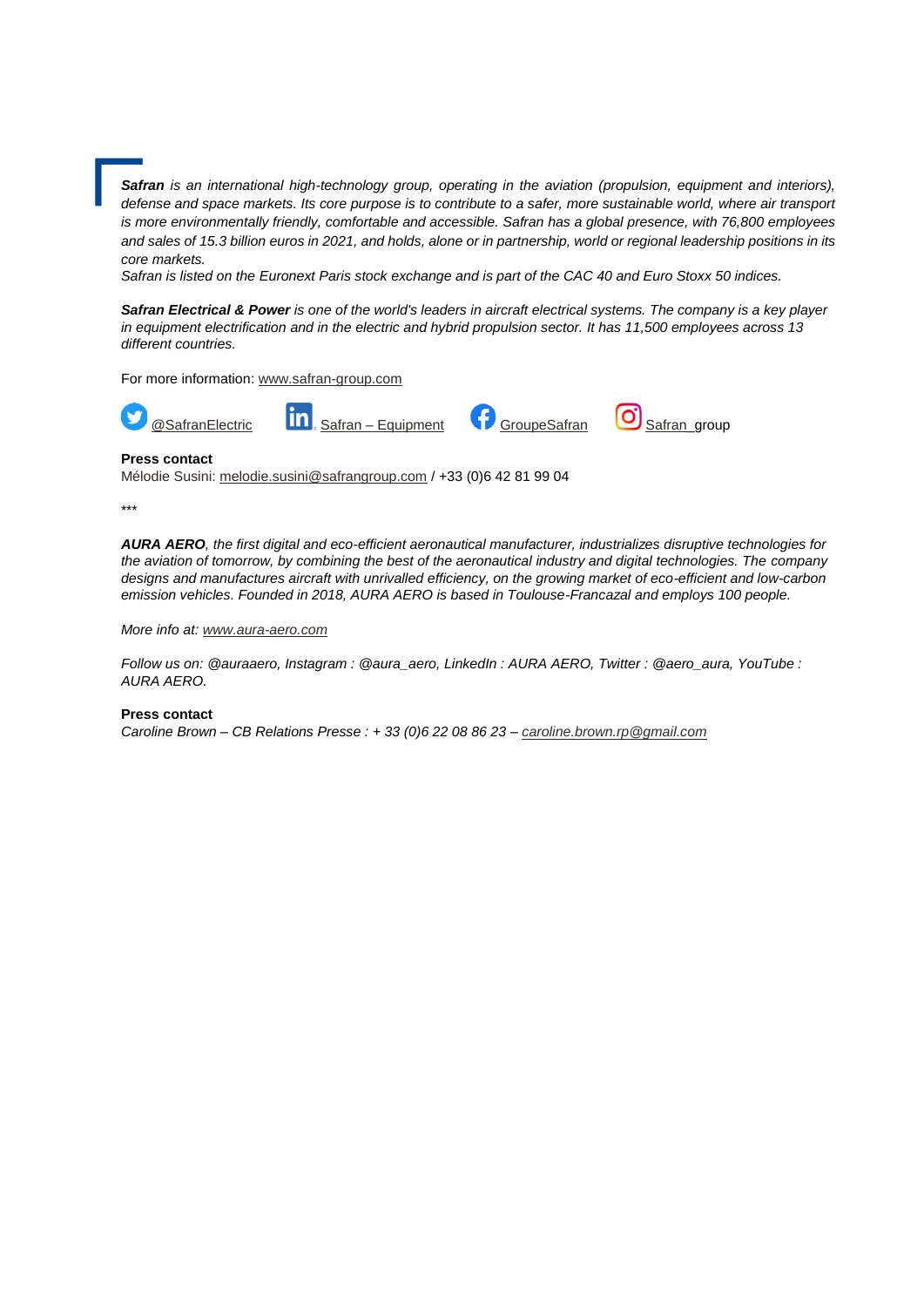***Safran*** *is an international high-technology group, operating in the aviation (propulsion, equipment and interiors), defense and space markets. Its core purpose is to contribute to a safer, more sustainable world, where air transport is more environmentally friendly, comfortable and accessible. Safran has a global presence, with 76,800 employees and sales of 15.3 billion euros in 2021, and holds, alone or in partnership, world or regional leadership positions in its core markets.*
*Safran is listed on the Euronext Paris stock exchange and is part of the CAC 40 and Euro Stoxx 50 indices.*

***Safran Electrical & Power*** *is one of the world's leaders in aircraft electrical systems. The company is a key player in equipment electrification and in the electric and hybrid propulsion sector. It has 11,500 employees across 13 different countries.*

For more information: www.safran-group.com

@SafranElectric   Safran – Equipment   GroupeSafran   Safran_group

**Press contact**
Mélodie Susini: melodie.susini@safrangroup.com / +33 (0)6 42 81 99 04

*\*\*\**

***AURA AERO****, the first digital and eco-efficient aeronautical manufacturer, industrializes disruptive technologies for the aviation of tomorrow, by combining the best of the aeronautical industry and digital technologies. The company designs and manufactures aircraft with unrivalled efficiency, on the growing market of eco-efficient and low-carbon emission vehicles. Founded in 2018, AURA AERO is based in Toulouse-Francazal and employs 100 people.*

*More info at: www.aura-aero.com*

*Follow us on: @auraaero, Instagram : @aura_aero, LinkedIn : AURA AERO, Twitter : @aero_aura, YouTube : AURA AERO.*

**Press contact**
*Caroline Brown – CB Relations Presse : + 33 (0)6 22 08 86 23 – caroline.brown.rp@gmail.com*